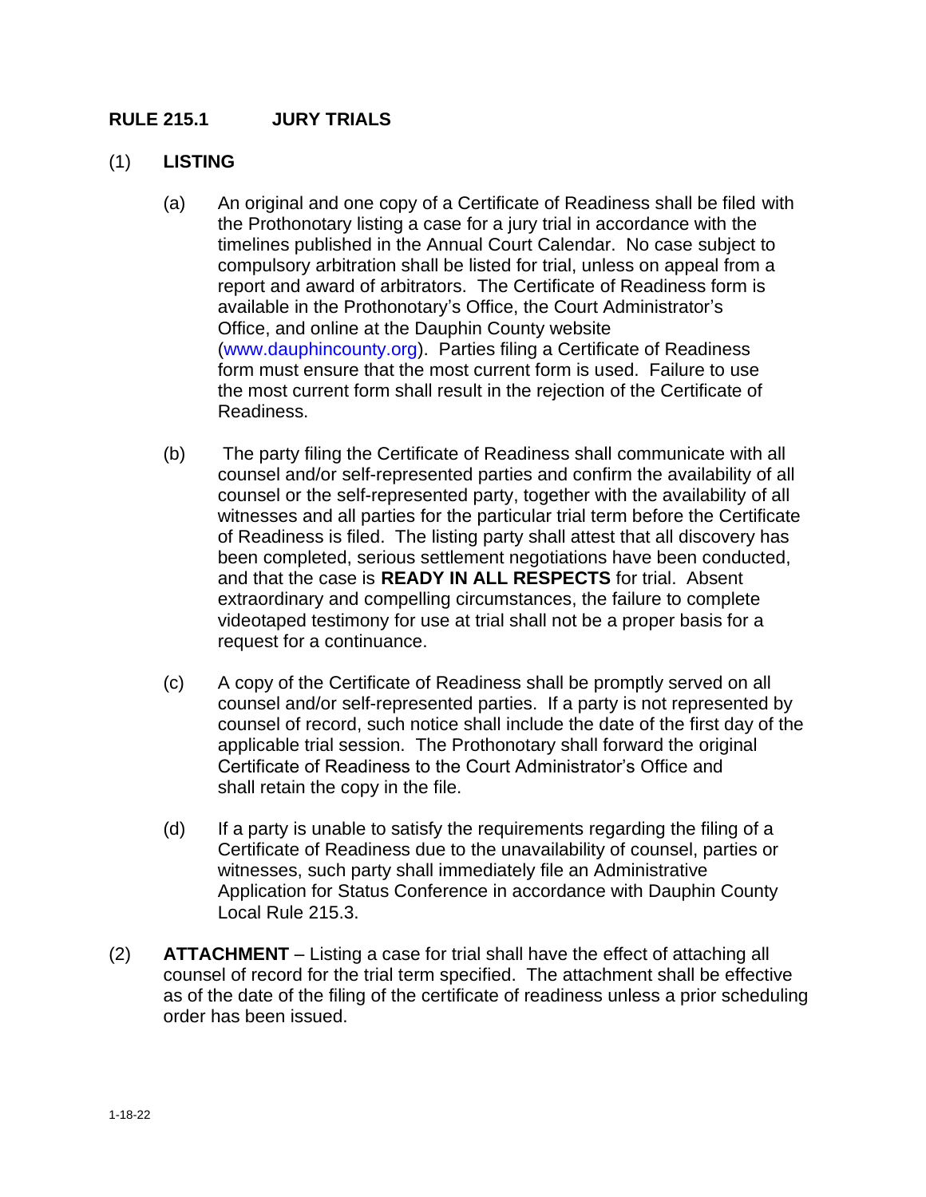# RULE 215.1 JURY TRIALS

## (1) LISTING

(a) An original and one copy of a Certificate of Readiness shall be filed with the Prothonotary listing a case for a jury trial in accordance with the timelines published in the Annual Court Calendar. No case subject to compulsory arbitration shall be listed for trial, unless on appeal from a report and award of arbitrators. The Certificate of Readiness form is available in the Prothonotary's Office, the Court Administrator's Office, and online at the Dauphin County website (www.dauphincounty.org). Parties filing a Certificate of Readiness form must ensure that the most current form is used. Failure to use the most current form shall result in the rejection of the Certificate of Readiness.

(b) The party filing the Certificate of Readiness shall communicate with all counsel and/or self-represented parties and confirm the availability of all counsel or the self-represented party, together with the availability of all witnesses and all parties for the particular trial term before the Certificate of Readiness is filed. The listing party shall attest that all discovery has been completed, serious settlement negotiations have been conducted, and that the case is **READY IN ALL RESPECTS** for trial. Absent extraordinary and compelling circumstances, the failure to complete videotaped testimony for use at trial shall not be a proper basis for a request for a continuance.

(c) A copy of the Certificate of Readiness shall be promptly served on all counsel and/or self-represented parties. If a party is not represented by counsel of record, such notice shall include the date of the first day of the applicable trial session. The Prothonotary shall forward the original Certificate of Readiness to the Court Administrator's Office and shall retain the copy in the file.

(d) If a party is unable to satisfy the requirements regarding the filing of a Certificate of Readiness due to the unavailability of counsel, parties or witnesses, such party shall immediately file an Administrative Application for Status Conference in accordance with Dauphin County Local Rule 215.3.

(2) **ATTACHMENT** – Listing a case for trial shall have the effect of attaching all counsel of record for the trial term specified. The attachment shall be effective as of the date of the filing of the certificate of readiness unless a prior scheduling order has been issued.

1-18-22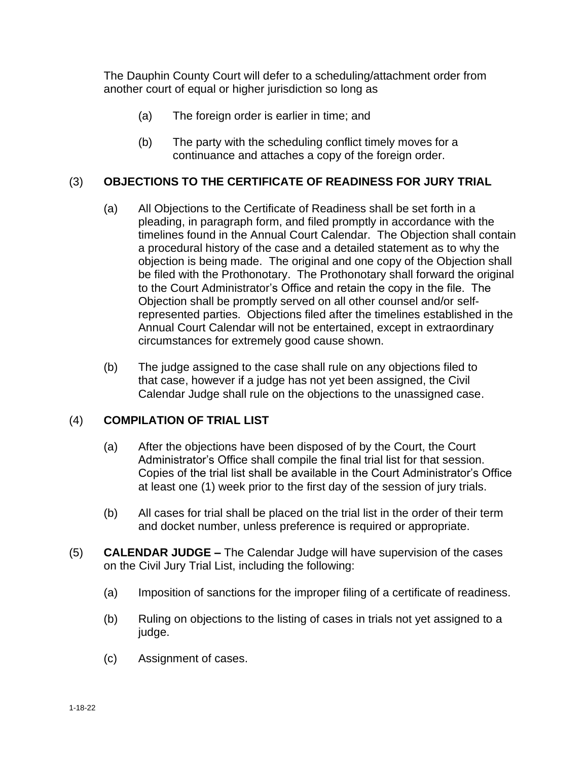The Dauphin County Court will defer to a scheduling/attachment order from another court of equal or higher jurisdiction so long as

(a) The foreign order is earlier in time; and

(b) The party with the scheduling conflict timely moves for a continuance and attaches a copy of the foreign order.

(3) **OBJECTIONS TO THE CERTIFICATE OF READINESS FOR JURY TRIAL**

(a) All Objections to the Certificate of Readiness shall be set forth in a pleading, in paragraph form, and filed promptly in accordance with the timelines found in the Annual Court Calendar. The Objection shall contain a procedural history of the case and a detailed statement as to why the objection is being made. The original and one copy of the Objection shall be filed with the Prothonotary. The Prothonotary shall forward the original to the Court Administrator's Office and retain the copy in the file. The Objection shall be promptly served on all other counsel and/or self-represented parties. Objections filed after the timelines established in the Annual Court Calendar will not be entertained, except in extraordinary circumstances for extremely good cause shown.

(b) The judge assigned to the case shall rule on any objections filed to that case, however if a judge has not yet been assigned, the Civil Calendar Judge shall rule on the objections to the unassigned case.

(4) **COMPILATION OF TRIAL LIST**

(a) After the objections have been disposed of by the Court, the Court Administrator's Office shall compile the final trial list for that session. Copies of the trial list shall be available in the Court Administrator's Office at least one (1) week prior to the first day of the session of jury trials.

(b) All cases for trial shall be placed on the trial list in the order of their term and docket number, unless preference is required or appropriate.

(5) **CALENDAR JUDGE –** The Calendar Judge will have supervision of the cases on the Civil Jury Trial List, including the following:

(a) Imposition of sanctions for the improper filing of a certificate of readiness.

(b) Ruling on objections to the listing of cases in trials not yet assigned to a judge.

(c) Assignment of cases.

1-18-22